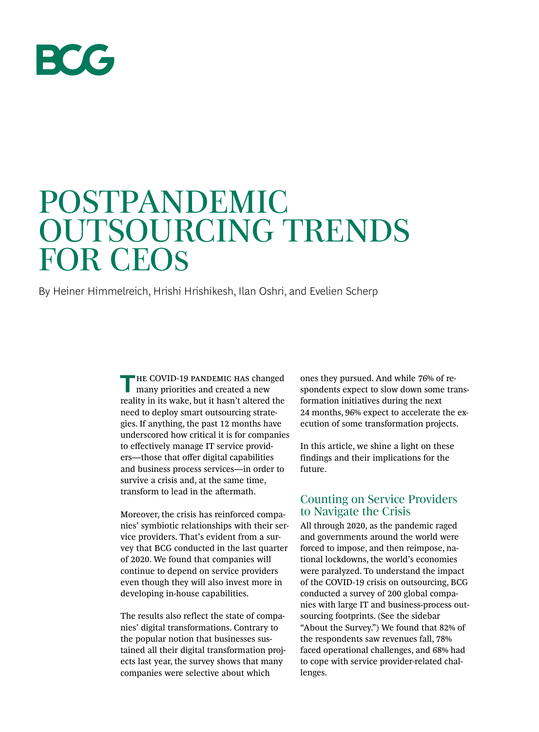BCG

# POSTPANDEMIC OUTSOURCING TRENDS FOR CEOs

By Heiner Himmelreich, Hrishi Hrishikesh, Ilan Oshri, and Evelien Scherp

The COVID-19 pandemic has changed many priorities and created a new reality in its wake, but it hasn't altered the need to deploy smart outsourcing strategies. If anything, the past 12 months have underscored how critical it is for companies to effectively manage IT service providers—those that offer digital capabilities and business process services—in order to survive a crisis and, at the same time, transform to lead in the aftermath.

Moreover, the crisis has reinforced companies' symbiotic relationships with their service providers. That's evident from a survey that BCG conducted in the last quarter of 2020. We found that companies will continue to depend on service providers even though they will also invest more in developing in-house capabilities.

The results also reflect the state of companies' digital transformations. Contrary to the popular notion that businesses sustained all their digital transformation projects last year, the survey shows that many companies were selective about which ones they pursued. And while 76% of respondents expect to slow down some transformation initiatives during the next 24 months, 96% expect to accelerate the execution of some transformation projects.

In this article, we shine a light on these findings and their implications for the future.

## Counting on Service Providers to Navigate the Crisis

All through 2020, as the pandemic raged and governments around the world were forced to impose, and then reimpose, national lockdowns, the world's economies were paralyzed. To understand the impact of the COVID-19 crisis on outsourcing, BCG conducted a survey of 200 global companies with large IT and business-process outsourcing footprints. (See the sidebar "About the Survey.") We found that 82% of the respondents saw revenues fall, 78% faced operational challenges, and 68% had to cope with service provider-related challenges.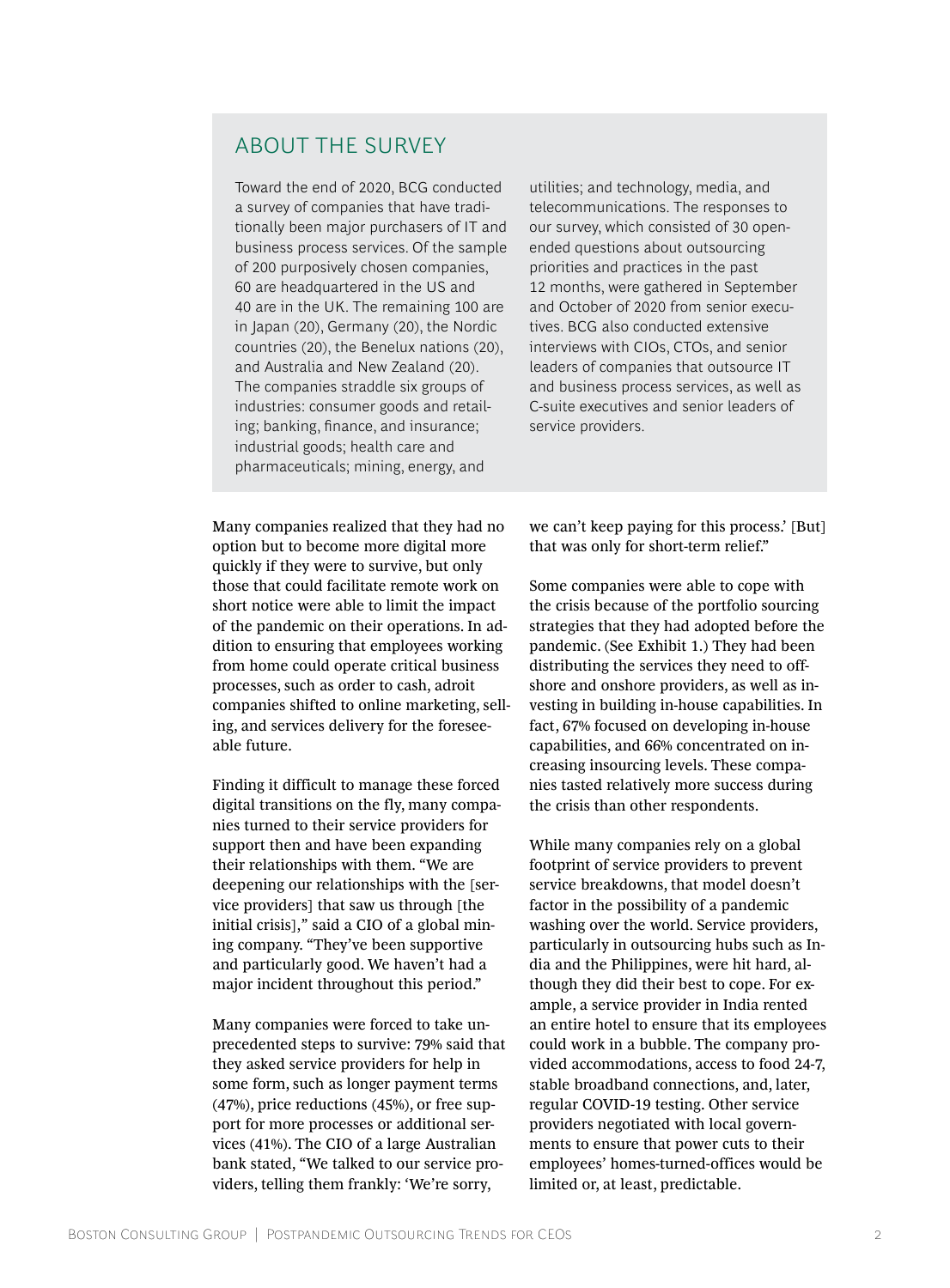## ABOUT THE SURVEY

Toward the end of 2020, BCG conducted a survey of companies that have traditionally been major purchasers of IT and business process services. Of the sample of 200 purposively chosen companies, 60 are headquartered in the US and 40 are in the UK. The remaining 100 are in Japan (20), Germany (20), the Nordic countries (20), the Benelux nations (20), and Australia and New Zealand (20). The companies straddle six groups of industries: consumer goods and retailing; banking, finance, and insurance; industrial goods; health care and pharmaceuticals; mining, energy, and utilities; and technology, media, and telecommunications. The responses to our survey, which consisted of 30 open-ended questions about outsourcing priorities and practices in the past 12 months, were gathered in September and October of 2020 from senior executives. BCG also conducted extensive interviews with CIOs, CTOs, and senior leaders of companies that outsource IT and business process services, as well as C-suite executives and senior leaders of service providers.

Many companies realized that they had no option but to become more digital more quickly if they were to survive, but only those that could facilitate remote work on short notice were able to limit the impact of the pandemic on their operations. In addition to ensuring that employees working from home could operate critical business processes, such as order to cash, adroit companies shifted to online marketing, selling, and services delivery for the foreseeable future.

Finding it difficult to manage these forced digital transitions on the fly, many companies turned to their service providers for support then and have been expanding their relationships with them. "We are deepening our relationships with the [service providers] that saw us through [the initial crisis]," said a CIO of a global mining company. "They've been supportive and particularly good. We haven't had a major incident throughout this period."

Many companies were forced to take unprecedented steps to survive: 79% said that they asked service providers for help in some form, such as longer payment terms (47%), price reductions (45%), or free support for more processes or additional services (41%). The CIO of a large Australian bank stated, "We talked to our service providers, telling them frankly: 'We're sorry, we can't keep paying for this process.' [But] that was only for short-term relief."

Some companies were able to cope with the crisis because of the portfolio sourcing strategies that they had adopted before the pandemic. (See Exhibit 1.) They had been distributing the services they need to offshore and onshore providers, as well as investing in building in-house capabilities. In fact, 67% focused on developing in-house capabilities, and 66% concentrated on increasing insourcing levels. These companies tasted relatively more success during the crisis than other respondents.

While many companies rely on a global footprint of service providers to prevent service breakdowns, that model doesn't factor in the possibility of a pandemic washing over the world. Service providers, particularly in outsourcing hubs such as India and the Philippines, were hit hard, although they did their best to cope. For example, a service provider in India rented an entire hotel to ensure that its employees could work in a bubble. The company provided accommodations, access to food 24-7, stable broadband connections, and, later, regular COVID-19 testing. Other service providers negotiated with local governments to ensure that power cuts to their employees' homes-turned-offices would be limited or, at least, predictable.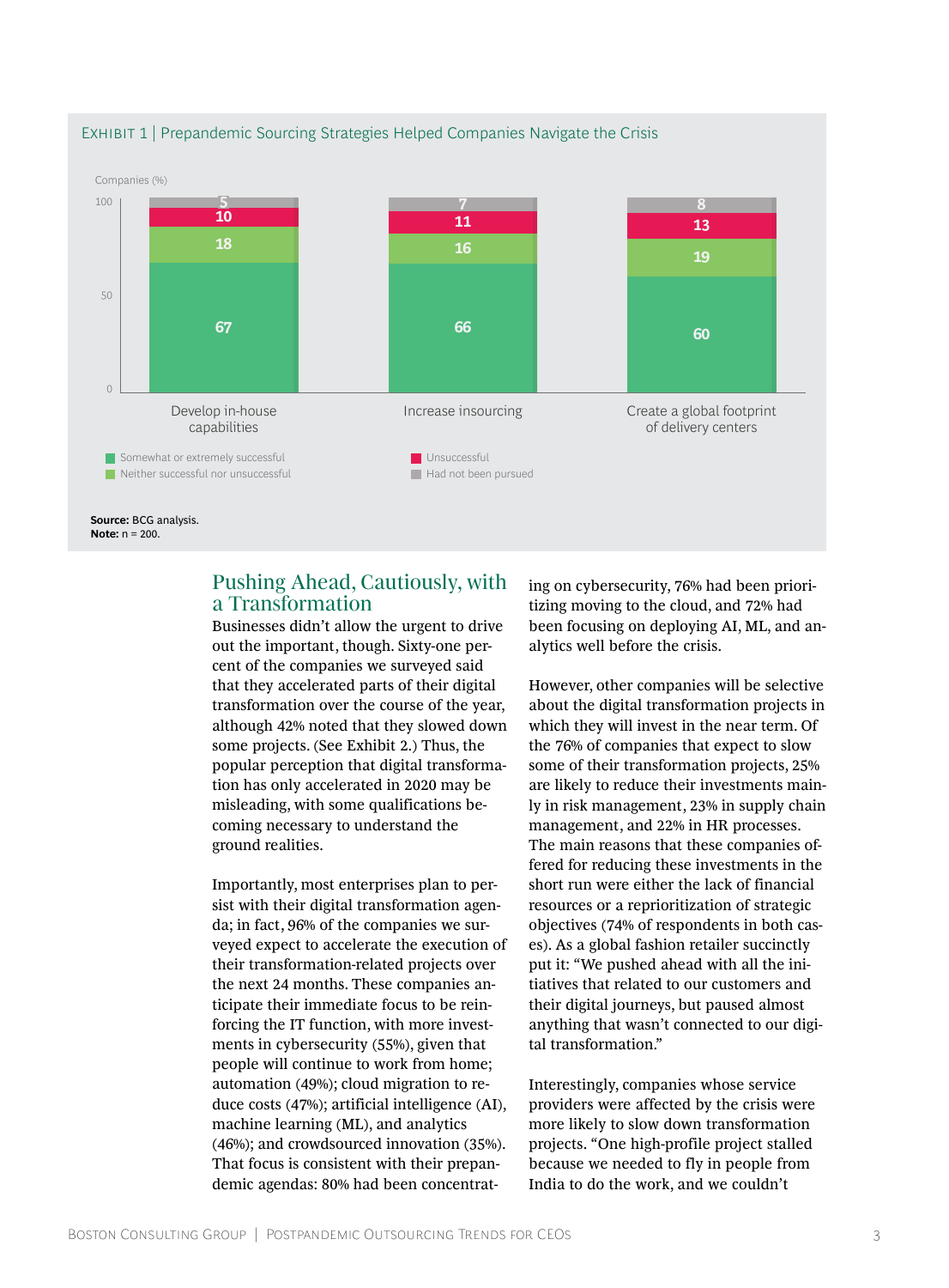Exhibit 1 | Prepandemic Sourcing Strategies Helped Companies Navigate the Crisis

Companies (%)

| | Develop in-house capabilities | Increase insourcing | Create a global footprint of delivery centers |
|---|---|---|---|
| Somewhat or extremely successful | 67 | 66 | 60 |
| Neither successful nor unsuccessful | 18 | 16 | 19 |
| Unsuccessful | 10 | 11 | 13 |
| Had not been pursued | 5 | 7 | 8 |

**Source:** BCG analysis.
**Note:** n = 200.

## Pushing Ahead, Cautiously, with a Transformation

Businesses didn't allow the urgent to drive out the important, though. Sixty-one percent of the companies we surveyed said that they accelerated parts of their digital transformation over the course of the year, although 42% noted that they slowed down some projects. (See Exhibit 2.) Thus, the popular perception that digital transformation has only accelerated in 2020 may be misleading, with some qualifications becoming necessary to understand the ground realities.

Importantly, most enterprises plan to persist with their digital transformation agenda; in fact, 96% of the companies we surveyed expect to accelerate the execution of their transformation-related projects over the next 24 months. These companies anticipate their immediate focus to be reinforcing the IT function, with more investments in cybersecurity (55%), given that people will continue to work from home; automation (49%); cloud migration to reduce costs (47%); artificial intelligence (AI), machine learning (ML), and analytics (46%); and crowdsourced innovation (35%). That focus is consistent with their prepandemic agendas: 80% had been concentrating on cybersecurity, 76% had been prioritizing moving to the cloud, and 72% had been focusing on deploying AI, ML, and analytics well before the crisis.

However, other companies will be selective about the digital transformation projects in which they will invest in the near term. Of the 76% of companies that expect to slow some of their transformation projects, 25% are likely to reduce their investments mainly in risk management, 23% in supply chain management, and 22% in HR processes. The main reasons that these companies offered for reducing these investments in the short run were either the lack of financial resources or a reprioritization of strategic objectives (74% of respondents in both cases). As a global fashion retailer succinctly put it: "We pushed ahead with all the initiatives that related to our customers and their digital journeys, but paused almost anything that wasn't connected to our digital transformation."

Interestingly, companies whose service providers were affected by the crisis were more likely to slow down transformation projects. "One high-profile project stalled because we needed to fly in people from India to do the work, and we couldn't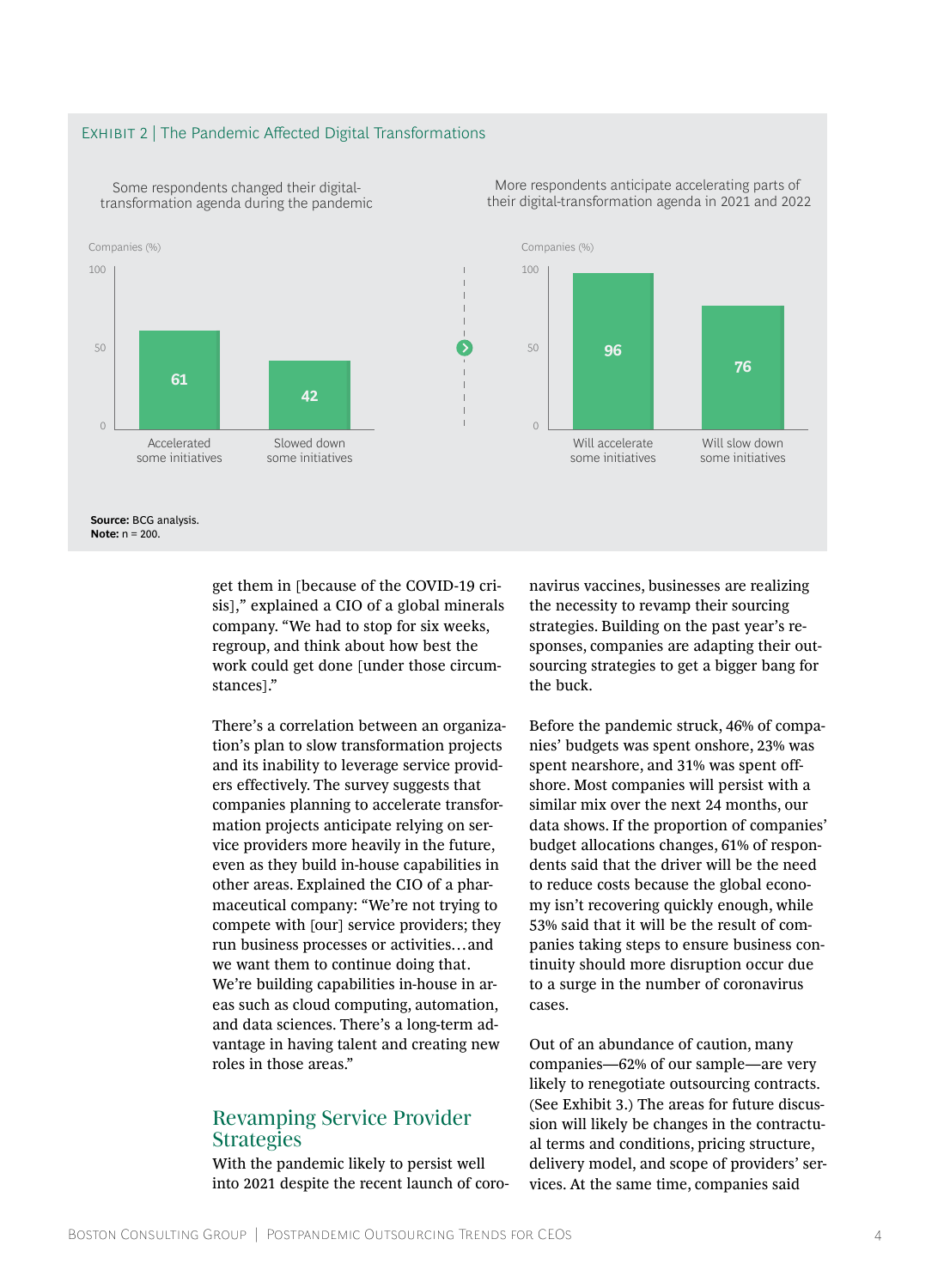**Exhibit 2 | The Pandemic Affected Digital Transformations**

Some respondents changed their digital-transformation agenda during the pandemic

| | Companies (%) |
|---|---|
| Accelerated some initiatives | 61 |
| Slowed down some initiatives | 42 |

More respondents anticipate accelerating parts of their digital-transformation agenda in 2021 and 2022

| | Companies (%) |
|---|---|
| Will accelerate some initiatives | 96 |
| Will slow down some initiatives | 76 |

**Source:** BCG analysis.
**Note:** n = 200.

get them in [because of the COVID-19 crisis]," explained a CIO of a global minerals company. "We had to stop for six weeks, regroup, and think about how best the work could get done [under those circumstances]."

There's a correlation between an organization's plan to slow transformation projects and its inability to leverage service providers effectively. The survey suggests that companies planning to accelerate transformation projects anticipate relying on service providers more heavily in the future, even as they build in-house capabilities in other areas. Explained the CIO of a pharmaceutical company: "We're not trying to compete with [our] service providers; they run business processes or activities…and we want them to continue doing that. We're building capabilities in-house in areas such as cloud computing, automation, and data sciences. There's a long-term advantage in having talent and creating new roles in those areas."

## Revamping Service Provider Strategies

With the pandemic likely to persist well into 2021 despite the recent launch of coronavirus vaccines, businesses are realizing the necessity to revamp their sourcing strategies. Building on the past year's responses, companies are adapting their outsourcing strategies to get a bigger bang for the buck.

Before the pandemic struck, 46% of companies' budgets was spent onshore, 23% was spent nearshore, and 31% was spent offshore. Most companies will persist with a similar mix over the next 24 months, our data shows. If the proportion of companies' budget allocations changes, 61% of respondents said that the driver will be the need to reduce costs because the global economy isn't recovering quickly enough, while 53% said that it will be the result of companies taking steps to ensure business continuity should more disruption occur due to a surge in the number of coronavirus cases.

Out of an abundance of caution, many companies—62% of our sample—are very likely to renegotiate outsourcing contracts. (See Exhibit 3.) The areas for future discussion will likely be changes in the contractual terms and conditions, pricing structure, delivery model, and scope of providers' services. At the same time, companies said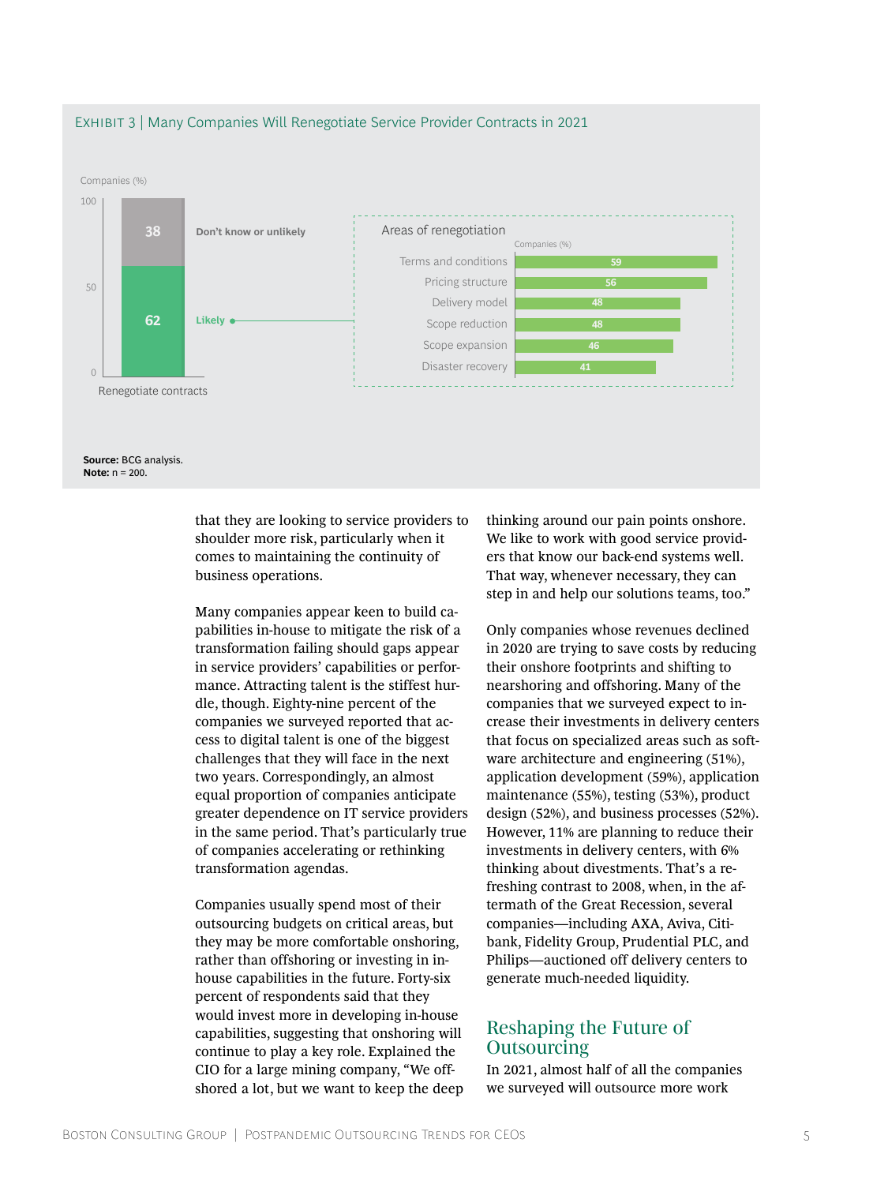**EXHIBIT 3 | Many Companies Will Renegotiate Service Provider Contracts in 2021**

Renegotiate contracts (Companies, %):

| Response | Companies (%) |
|---|---|
| Don't know or unlikely | 38 |
| Likely | 62 |

Areas of renegotiation:

| Area | Companies (%) |
|---|---|
| Terms and conditions | 59 |
| Pricing structure | 56 |
| Delivery model | 48 |
| Scope reduction | 48 |
| Scope expansion | 46 |
| Disaster recovery | 41 |

**Source:** BCG analysis.
**Note:** n = 200.

that they are looking to service providers to shoulder more risk, particularly when it comes to maintaining the continuity of business operations.

Many companies appear keen to build capabilities in-house to mitigate the risk of a transformation failing should gaps appear in service providers' capabilities or performance. Attracting talent is the stiffest hurdle, though. Eighty-nine percent of the companies we surveyed reported that access to digital talent is one of the biggest challenges that they will face in the next two years. Correspondingly, an almost equal proportion of companies anticipate greater dependence on IT service providers in the same period. That's particularly true of companies accelerating or rethinking transformation agendas.

Companies usually spend most of their outsourcing budgets on critical areas, but they may be more comfortable onshoring, rather than offshoring or investing in in-house capabilities in the future. Forty-six percent of respondents said that they would invest more in developing in-house capabilities, suggesting that onshoring will continue to play a key role. Explained the CIO for a large mining company, "We offshored a lot, but we want to keep the deep thinking around our pain points onshore. We like to work with good service providers that know our back-end systems well. That way, whenever necessary, they can step in and help our solutions teams, too."

Only companies whose revenues declined in 2020 are trying to save costs by reducing their onshore footprints and shifting to nearshoring and offshoring. Many of the companies that we surveyed expect to increase their investments in delivery centers that focus on specialized areas such as software architecture and engineering (51%), application development (59%), application maintenance (55%), testing (53%), product design (52%), and business processes (52%). However, 11% are planning to reduce their investments in delivery centers, with 6% thinking about divestments. That's a refreshing contrast to 2008, when, in the aftermath of the Great Recession, several companies—including AXA, Aviva, Citibank, Fidelity Group, Prudential PLC, and Philips—auctioned off delivery centers to generate much-needed liquidity.

## Reshaping the Future of Outsourcing

In 2021, almost half of all the companies we surveyed will outsource more work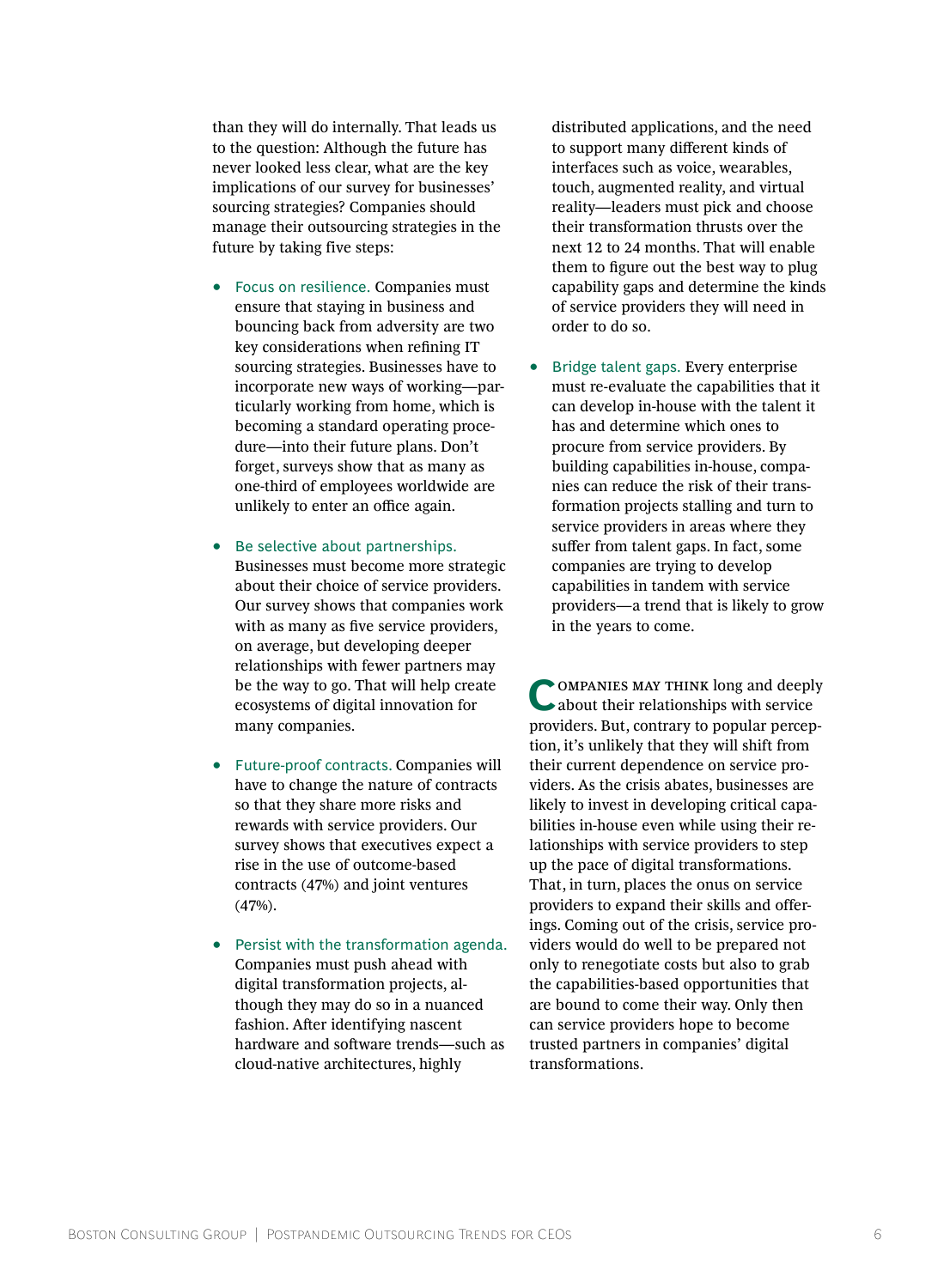than they will do internally. That leads us to the question: Although the future has never looked less clear, what are the key implications of our survey for businesses' sourcing strategies? Companies should manage their outsourcing strategies in the future by taking five steps:

- Focus on resilience. Companies must ensure that staying in business and bouncing back from adversity are two key considerations when refining IT sourcing strategies. Businesses have to incorporate new ways of working—particularly working from home, which is becoming a standard operating procedure—into their future plans. Don't forget, surveys show that as many as one-third of employees worldwide are unlikely to enter an office again.

- Be selective about partnerships. Businesses must become more strategic about their choice of service providers. Our survey shows that companies work with as many as five service providers, on average, but developing deeper relationships with fewer partners may be the way to go. That will help create ecosystems of digital innovation for many companies.

- Future-proof contracts. Companies will have to change the nature of contracts so that they share more risks and rewards with service providers. Our survey shows that executives expect a rise in the use of outcome-based contracts (47%) and joint ventures (47%).

- Persist with the transformation agenda. Companies must push ahead with digital transformation projects, although they may do so in a nuanced fashion. After identifying nascent hardware and software trends—such as cloud-native architectures, highly distributed applications, and the need to support many different kinds of interfaces such as voice, wearables, touch, augmented reality, and virtual reality—leaders must pick and choose their transformation thrusts over the next 12 to 24 months. That will enable them to figure out the best way to plug capability gaps and determine the kinds of service providers they will need in order to do so.

- Bridge talent gaps. Every enterprise must re-evaluate the capabilities that it can develop in-house with the talent it has and determine which ones to procure from service providers. By building capabilities in-house, companies can reduce the risk of their transformation projects stalling and turn to service providers in areas where they suffer from talent gaps. In fact, some companies are trying to develop capabilities in tandem with service providers—a trend that is likely to grow in the years to come.

Companies may think long and deeply about their relationships with service providers. But, contrary to popular perception, it's unlikely that they will shift from their current dependence on service providers. As the crisis abates, businesses are likely to invest in developing critical capabilities in-house even while using their relationships with service providers to step up the pace of digital transformations. That, in turn, places the onus on service providers to expand their skills and offerings. Coming out of the crisis, service providers would do well to be prepared not only to renegotiate costs but also to grab the capabilities-based opportunities that are bound to come their way. Only then can service providers hope to become trusted partners in companies' digital transformations.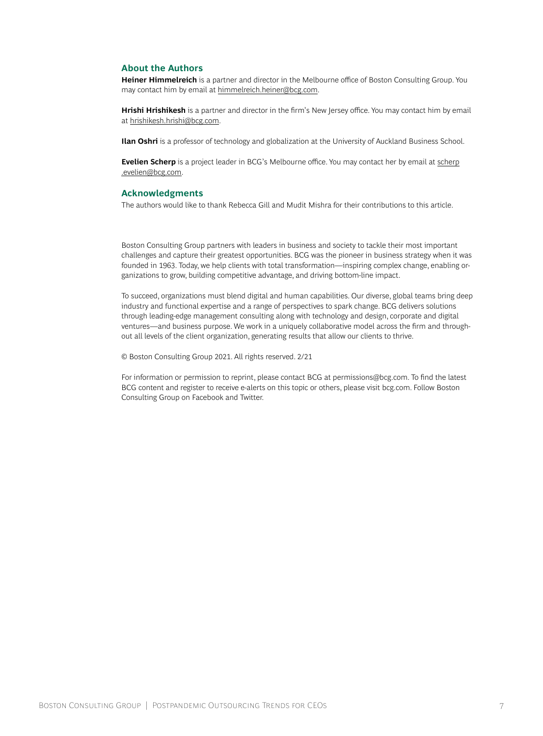## About the Authors

**Heiner Himmelreich** is a partner and director in the Melbourne office of Boston Consulting Group. You may contact him by email at himmelreich.heiner@bcg.com.

**Hrishi Hrishikesh** is a partner and director in the firm's New Jersey office. You may contact him by email at hrishikesh.hrishi@bcg.com.

**Ilan Oshri** is a professor of technology and globalization at the University of Auckland Business School.

**Evelien Scherp** is a project leader in BCG's Melbourne office. You may contact her by email at scherp.evelien@bcg.com.

## Acknowledgments

The authors would like to thank Rebecca Gill and Mudit Mishra for their contributions to this article.

Boston Consulting Group partners with leaders in business and society to tackle their most important challenges and capture their greatest opportunities. BCG was the pioneer in business strategy when it was founded in 1963. Today, we help clients with total transformation—inspiring complex change, enabling organizations to grow, building competitive advantage, and driving bottom-line impact.

To succeed, organizations must blend digital and human capabilities. Our diverse, global teams bring deep industry and functional expertise and a range of perspectives to spark change. BCG delivers solutions through leading-edge management consulting along with technology and design, corporate and digital ventures—and business purpose. We work in a uniquely collaborative model across the firm and throughout all levels of the client organization, generating results that allow our clients to thrive.

© Boston Consulting Group 2021. All rights reserved. 2/21

For information or permission to reprint, please contact BCG at permissions@bcg.com. To find the latest BCG content and register to receive e-alerts on this topic or others, please visit bcg.com. Follow Boston Consulting Group on Facebook and Twitter.